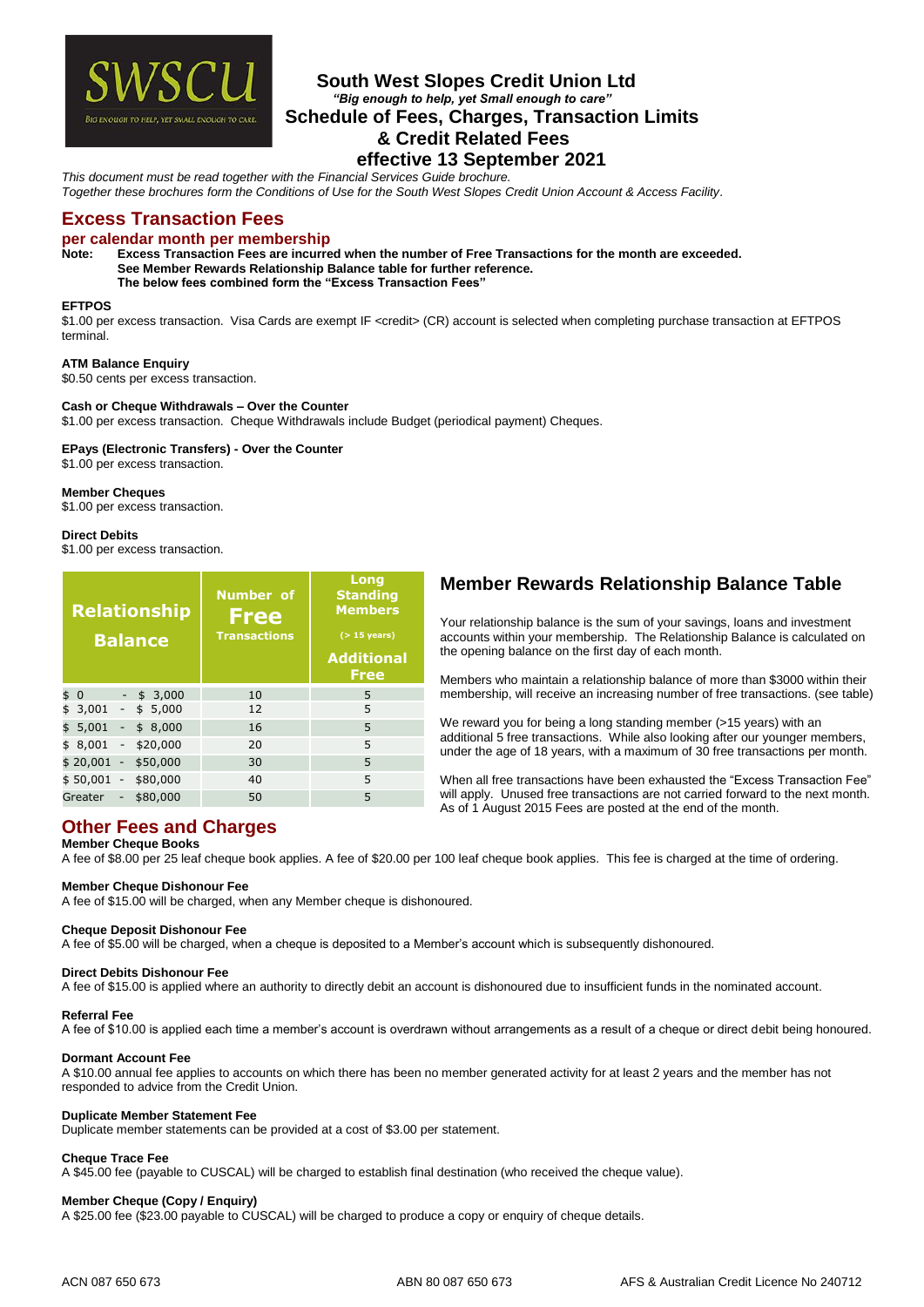SWSCU

BIG ENOUGH TO HELP, YET SMALL ENOUGH TO CARE

# South West Slopes Credit Union Ltd

*"Big enough to help, yet Small enough to care"*

# Schedule of Fees, Charges, Transaction Limits & Credit Related Fees effective 13 September 2021

*This document must be read together with the Financial Services Guide brochure.*
*Together these brochures form the Conditions of Use for the South West Slopes Credit Union Account & Access Facility.*

## Excess Transaction Fees

### per calendar month per membership

**Note: Excess Transaction Fees are incurred when the number of Free Transactions for the month are exceeded. See Member Rewards Relationship Balance table for further reference. The below fees combined form the "Excess Transaction Fees"**

**EFTPOS**
$1.00 per excess transaction. Visa Cards are exempt IF <credit> (CR) account is selected when completing purchase transaction at EFTPOS terminal.

**ATM Balance Enquiry**
$0.50 cents per excess transaction.

**Cash or Cheque Withdrawals – Over the Counter**
$1.00 per excess transaction. Cheque Withdrawals include Budget (periodical payment) Cheques.

**EPays (Electronic Transfers) - Over the Counter**
$1.00 per excess transaction.

**Member Cheques**
$1.00 per excess transaction.

**Direct Debits**
$1.00 per excess transaction.

| Relationship Balance | Number of Free Transactions | Long Standing Members (> 15 years) Additional Free |
|---|---|---|
| $ 0 - $ 3,000 | 10 | 5 |
| $ 3,001 - $ 5,000 | 12 | 5 |
| $ 5,001 - $ 8,000 | 16 | 5 |
| $ 8,001 - $20,000 | 20 | 5 |
| $ 20,001 - $50,000 | 30 | 5 |
| $ 50,001 - $80,000 | 40 | 5 |
| Greater - $80,000 | 50 | 5 |

## Member Rewards Relationship Balance Table

Your relationship balance is the sum of your savings, loans and investment accounts within your membership. The Relationship Balance is calculated on the opening balance on the first day of each month.

Members who maintain a relationship balance of more than $3000 within their membership, will receive an increasing number of free transactions. (see table)

We reward you for being a long standing member (>15 years) with an additional 5 free transactions. While also looking after our younger members, under the age of 18 years, with a maximum of 30 free transactions per month.

When all free transactions have been exhausted the "Excess Transaction Fee" will apply. Unused free transactions are not carried forward to the next month. As of 1 August 2015 Fees are posted at the end of the month.

## Other Fees and Charges

**Member Cheque Books**
A fee of $8.00 per 25 leaf cheque book applies. A fee of $20.00 per 100 leaf cheque book applies. This fee is charged at the time of ordering.

**Member Cheque Dishonour Fee**
A fee of $15.00 will be charged, when any Member cheque is dishonoured.

**Cheque Deposit Dishonour Fee**
A fee of $5.00 will be charged, when a cheque is deposited to a Member's account which is subsequently dishonoured.

**Direct Debits Dishonour Fee**
A fee of $15.00 is applied where an authority to directly debit an account is dishonoured due to insufficient funds in the nominated account.

**Referral Fee**
A fee of $10.00 is applied each time a member's account is overdrawn without arrangements as a result of a cheque or direct debit being honoured.

**Dormant Account Fee**
A $10.00 annual fee applies to accounts on which there has been no member generated activity for at least 2 years and the member has not responded to advice from the Credit Union.

**Duplicate Member Statement Fee**
Duplicate member statements can be provided at a cost of $3.00 per statement.

**Cheque Trace Fee**
A $45.00 fee (payable to CUSCAL) will be charged to establish final destination (who received the cheque value).

**Member Cheque (Copy / Enquiry)**
A $25.00 fee ($23.00 payable to CUSCAL) will be charged to produce a copy or enquiry of cheque details.

ACN 087 650 673 ABN 80 087 650 673 AFS & Australian Credit Licence No 240712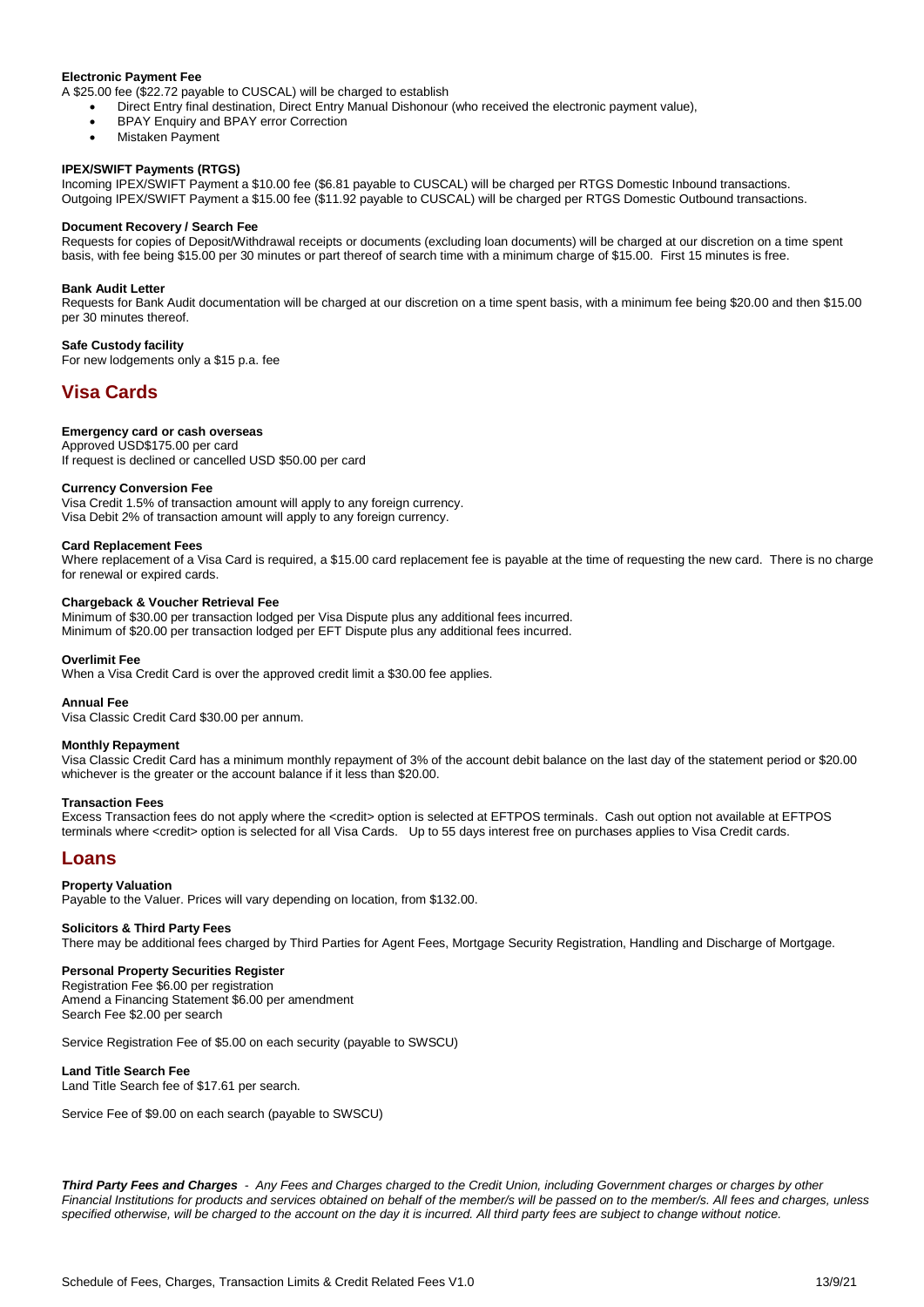**Electronic Payment Fee**

A $25.00 fee ($22.72 payable to CUSCAL) will be charged to establish

- Direct Entry final destination, Direct Entry Manual Dishonour (who received the electronic payment value),
- BPAY Enquiry and BPAY error Correction
- Mistaken Payment

**IPEX/SWIFT Payments (RTGS)**

Incoming IPEX/SWIFT Payment a $10.00 fee ($6.81 payable to CUSCAL) will be charged per RTGS Domestic Inbound transactions.
Outgoing IPEX/SWIFT Payment a $15.00 fee ($11.92 payable to CUSCAL) will be charged per RTGS Domestic Outbound transactions.

**Document Recovery / Search Fee**

Requests for copies of Deposit/Withdrawal receipts or documents (excluding loan documents) will be charged at our discretion on a time spent basis, with fee being $15.00 per 30 minutes or part thereof of search time with a minimum charge of $15.00. First 15 minutes is free.

**Bank Audit Letter**

Requests for Bank Audit documentation will be charged at our discretion on a time spent basis, with a minimum fee being $20.00 and then $15.00 per 30 minutes thereof.

**Safe Custody facility**

For new lodgements only a $15 p.a. fee

## Visa Cards

**Emergency card or cash overseas**

Approved USD$175.00 per card
If request is declined or cancelled USD $50.00 per card

**Currency Conversion Fee**

Visa Credit 1.5% of transaction amount will apply to any foreign currency.
Visa Debit 2% of transaction amount will apply to any foreign currency.

**Card Replacement Fees**

Where replacement of a Visa Card is required, a $15.00 card replacement fee is payable at the time of requesting the new card. There is no charge for renewal or expired cards.

**Chargeback & Voucher Retrieval Fee**

Minimum of $30.00 per transaction lodged per Visa Dispute plus any additional fees incurred.
Minimum of $20.00 per transaction lodged per EFT Dispute plus any additional fees incurred.

**Overlimit Fee**

When a Visa Credit Card is over the approved credit limit a $30.00 fee applies.

**Annual Fee**

Visa Classic Credit Card $30.00 per annum.

**Monthly Repayment**

Visa Classic Credit Card has a minimum monthly repayment of 3% of the account debit balance on the last day of the statement period or $20.00 whichever is the greater or the account balance if it less than $20.00.

**Transaction Fees**

Excess Transaction fees do not apply where the <credit> option is selected at EFTPOS terminals. Cash out option not available at EFTPOS terminals where <credit> option is selected for all Visa Cards. Up to 55 days interest free on purchases applies to Visa Credit cards.

## Loans

**Property Valuation**

Payable to the Valuer. Prices will vary depending on location, from $132.00.

**Solicitors & Third Party Fees**

There may be additional fees charged by Third Parties for Agent Fees, Mortgage Security Registration, Handling and Discharge of Mortgage.

**Personal Property Securities Register**

Registration Fee $6.00 per registration
Amend a Financing Statement $6.00 per amendment
Search Fee $2.00 per search

Service Registration Fee of $5.00 on each security (payable to SWSCU)

**Land Title Search Fee**

Land Title Search fee of $17.61 per search.

Service Fee of $9.00 on each search (payable to SWSCU)

***Third Party Fees and Charges*** *- Any Fees and Charges charged to the Credit Union, including Government charges or charges by other Financial Institutions for products and services obtained on behalf of the member/s will be passed on to the member/s. All fees and charges, unless specified otherwise, will be charged to the account on the day it is incurred. All third party fees are subject to change without notice.*